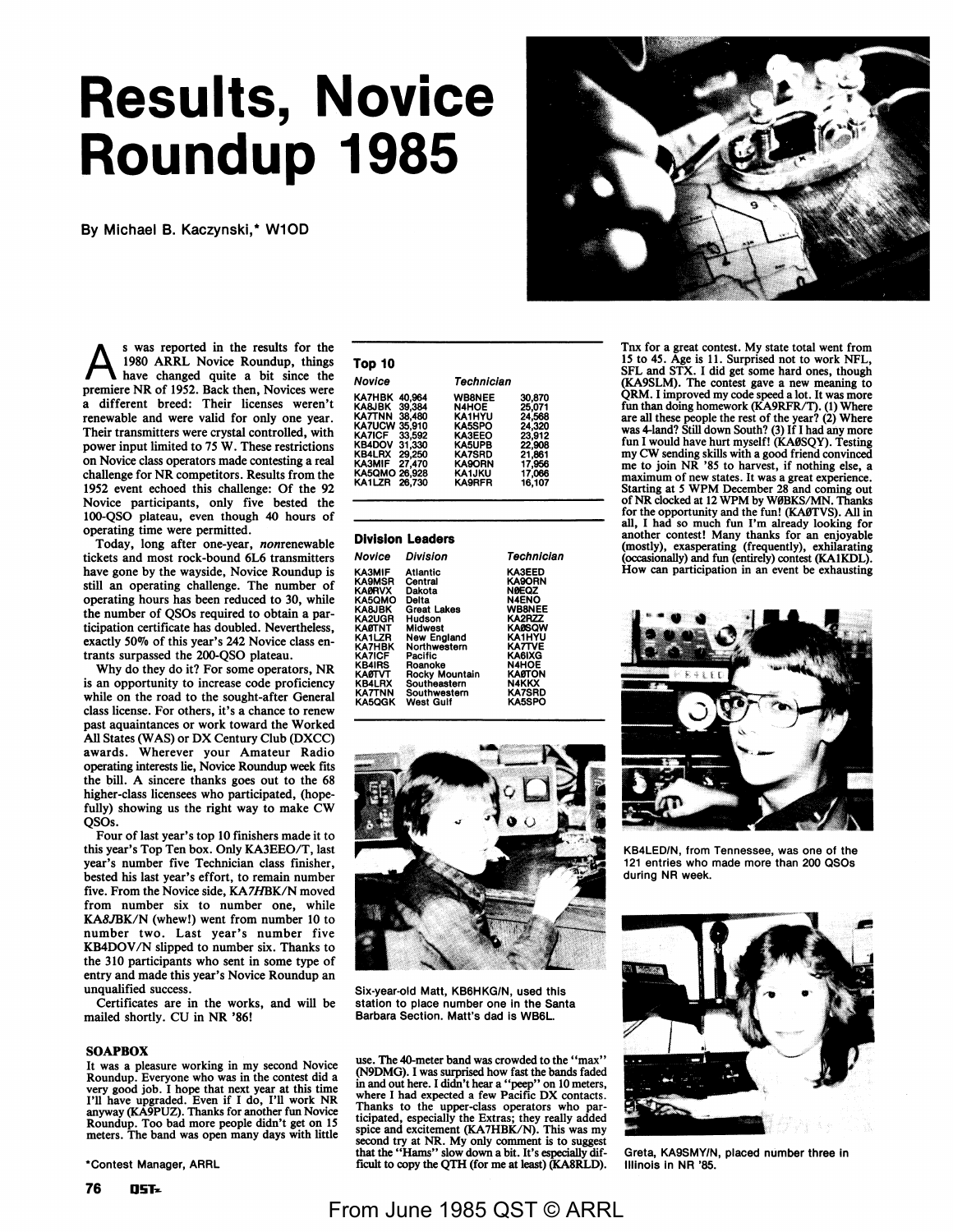# Results, Novice Roundup 1985

By Michael B. Kaczynski,* W1OD

As was reported in the results for the 1980 ARRL Novice Roundup, things have changed quite a bit since the premiere NR of 1952. Back then, Novices were a different breed: Their licenses weren't renewable and were valid for only one year. Their transmitters were crystal controlled, with power input limited to 75 W. These restrictions on Novice class operators made contesting a real challenge for NR competitors. Results from the 1952 event echoed this challenge: Of the 92 Novice participants, only five bested the 100-QSO plateau, even though 40 hours of operating time were permitted.

Today, long after one-year, *nonrenewable* tickets and most rock-bound 6L6 transmitters have gone by the wayside, Novice Roundup is still an operating challenge. The number of operating hours has been reduced to 30, while the number of QSOs required to obtain a participation certificate has doubled. Nevertheless, exactly 50% of this year's 242 Novice class entrants surpassed the 200-QSO plateau.

Why do they do it? For some operators, NR is an opportunity to increase code proficiency while on the road to the sought-after General class license. For others, it's a chance to renew past aquaintances or work toward the Worked All States (WAS) or DX Century Club (DXCC) awards. Wherever your Amateur Radio operating interests lie, Novice Roundup week fits the bill. A sincere thanks goes out to the 68 higher-class licensees who participated, (hopefully) showing us the right way to make CW QSOs.

Four of last year's top 10 finishers made it to this year's Top Ten box. Only KA3EEO/T, last year's number five Technician class finisher, bested his last year's effort, to remain number five. From the Novice side, KA7HBK/N moved from number six to number one, while KA8JBK/N (whew!) went from number 10 to number two. Last year's number five KB4DOV/N slipped to number six. Thanks to the 310 participants who sent in some type of entry and made this year's Novice Roundup an unqualified success.

Certificates are in the works, and will be mailed shortly. CU in NR '86!

**Top 10**

| Novice | | Technician | |
|---|---|---|---|
| KA7HBK | 40,964 | WB8NEE | 30,870 |
| KA8JBK | 39,384 | N4HOE | 25,071 |
| KA7TNN | 38,480 | KA1HYU | 24,568 |
| KA7UCW | 35,910 | KA5SPO | 24,320 |
| KA7ICF | 33,592 | KA3EEO | 23,912 |
| KB4DOV | 31,330 | KA5UPB | 22,908 |
| KB4LRX | 29,250 | KA7SRD | 21,861 |
| KA3MIF | 27,470 | KA9ORN | 17,956 |
| KA5QMO | 26,928 | KA1JKU | 17,086 |
| KA1LZR | 26,730 | KA9RFR | 16,107 |

**Division Leaders**

| Novice | Division | Technician |
|---|---|---|
| KA3MIF | Atlantic | KA3EED |
| KA9MSR | Central | KA9ORN |
| KAØRVX | Dakota | NØEQZ |
| KA5QMO | Delta | N4ENO |
| KA8JBK | Great Lakes | WB8NEE |
| KA2UGR | Hudson | KA2RZZ |
| KAØTNT | Midwest | KAØSQW |
| KA1LZR | New England | KA1HYU |
| KA7HBK | Northwestern | KA7TVE |
| KA7ICF | Pacific | KA6IXG |
| KB4IRS | Roanoke | N4HOE |
| KAØTVT | Rocky Mountain | KAØTON |
| KB4LRX | Southeastern | N4KKX |
| KA7TNN | Southwestern | KA7SRD |
| KA5QGK | West Gulf | KA5SPO |

Six-year-old Matt, KB6HKG/N, used this station to place number one in the Santa Barbara Section. Matt's dad is WB6L.

## SOAPBOX

It was a pleasure working in my second Novice Roundup. Everyone who was in the contest did a very good job. I hope that next year at this time I'll have upgraded. Even if I do, I'll work NR anyway (KA9PUZ). Thanks for another fun Novice Roundup. Too bad more people didn't get on 15 meters. The band was open many days with little use. The 40-meter band was crowded to the "max" (N9DMG). I was surprised how fast the bands faded in and out here. I didn't hear a "peep" on 10 meters, where I had expected a few Pacific DX contacts. Thanks to the upper-class operators who participated, especially the Extras; they really added spice and excitement (KA7HBK/N). This was my second try at NR. My only comment is to suggest that the "Hams" slow down a bit. It's especially difficult to copy the QTH (for me at least) (KA8RLD). Tnx for a great contest. My state total went from 15 to 45. Age is 11. Surprised not to work NFL, SFL and STX. I did get some hard ones, though (KA9SLM). The contest gave a new meaning to QRM. I improved my code speed a lot. It was more fun than doing homework (KA9RFR/T). (1) Where are all these people the rest of the year? (2) Where was 4-land? Still down South? (3) If I had any more fun I would have hurt myself! (KAØSQY). Testing my CW sending skills with a good friend convinced me to join NR '85 to harvest, if nothing else, a maximum of new states. It was a great experience. Starting at 5 WPM December 28 and coming out of NR clocked at 12 WPM by WØBKS/MN. Thanks for the opportunity and the fun! (KAØTVS). All in all, I had so much fun I'm already looking for another contest! Many thanks for an enjoyable (mostly), exasperating (frequently), exhilarating (occasionally) and fun (entirely) contest (KA1KDL). How can participation in an event be exhausting

KB4LED/N, from Tennessee, was one of the 121 entries who made more than 200 QSOs during NR week.

Greta, KA9SMY/N, placed number three in Illinois in NR '85.

*Contest Manager, ARRL

From June 1985 QST © ARRL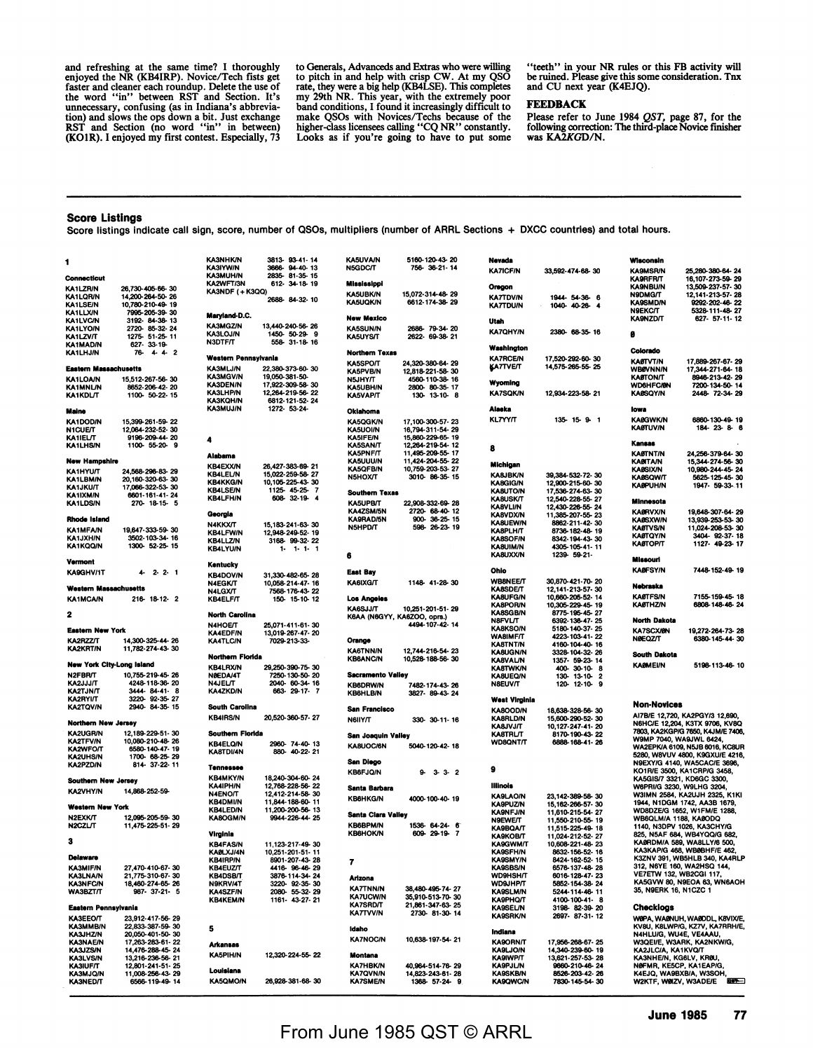and refreshing at the same time? I thoroughly enjoyed the NR (KB4IRP). Novice/Tech fists get faster and cleaner each roundup. Delete the use of the word "in" between RST and Section. It's unnecessary, confusing (as in Indiana's abbreviation) and slows the ops down a bit. Just exchange RST and Section (no word "in" between) (KO1R). I enjoyed my first contest. Especially, 73 to Generals, Advanceds and Extras who were willing to pitch in and help with crisp CW. At my QSO rate, they were a big help (KB4LSE). This completes my 29th NR. This year, with the extremely poor band conditions, I found it increasingly difficult to make QSOs with Novices/Techs because of the higher-class licensees calling "CQ NR" constantly. Looks as if you're going to have to put some "teeth" in your NR rules or this FB activity will be ruined. Please give this some consideration. Tnx and CU next year (K4EJQ).

## FEEDBACK

Please refer to June 1984 *QST*, page 87, for the following correction: The third-place Novice finisher was KA2KGD/N.

## Score Listings

Score listings indicate call sign, score, number of QSOs, multipliers (number of ARRL Sections + DXCC countries) and total hours.

### 1

**Connecticut**
KA1LZR/N 26,730-405-66-30
KA1LQR/N 14,200-264-50-26
KA1LSE/N 10,780-210-49-19
KA1LLX/N 7995-205-39-30
KA1LVC/N 3192-84-38-13
KA1LYO/N 2720-85-32-24
KA1LZV/T 1275-51-25-11
KA1MAD/N 627-33-19-
KA1LHJ/N 76-4-4-2

**Eastern Massachusetts**
KA1LOA/N 15,512-267-56-30
KA1MNL/N 8652-206-42-20
KA1KDL/T 1100-50-22-15

**Maine**
KA1DOD/N 15,399-261-59-22
N1CUE/T 12,064-232-52-30
KA1IEL/T 9196-209-44-20
KA1LHS/N 1100-55-20-9

**New Hampshire**
KA1HYU/T 24,568-296-83-29
KA1LBM/N 20,160-320-63-30
KA1JKU/T 17,066-322-53-30
KA1IXM/N 6601-161-41-24
KA1LDS/N 270-18-15-5

**Rhode Island**
KA1MFA/N 19,647-333-59-30
KA1JXH/N 3502-103-34-16
KA1KQQ/N 1300-52-25-15

**Vermont**
KA9GHV/1T 4-2-2-1

**Western Massachusetts**
KA1MCA/N 216-18-12-2

### 2

**Eastern New York**
KA2RZZ/T 14,300-325-44-26
KA2KRT/N 11,782-274-43-30

**New York City-Long Island**
N2FBR/T 10,755-219-45-26
KA2JJJ/T 4248-118-36-20
KA2TJN/T 3444-84-41-8
KA2RYI/T 3220-92-35-27
KA2TQV/N 2940-84-35-15

**Northern New Jersey**
KA2UGR/N 12,189-229-51-30
KA2TFV/N 10,080-210-48-26
KA2WFO/T 6580-140-47-19
KA2UHS/N 1700-68-25-29
KA2PZD/N 814-37-22-11

**Southern New Jersey**
KA2VHY/N 14,868-252-59-

**Western New York**
N2EXK/T 12,095-205-59-30
N2CZL/T 11,475-225-51-29

### 3

**Delaware**
KA3MIF/N 27,470-410-67-30
KA3LNA/N 21,775-310-67-30
KA3NFC/N 18,460-274-65-26
WA3BZT/T 987-37-21-5

**Eastern Pennsylvania**
KA3EEO/T 23,912-417-56-29
KA3MMB/N 22,833-387-59-30
KA3JHZ/N 20,050-401-50-30
KA3NAE/N 17,263-283-61-22
KA3JZS/N 14,476-288-45-24
KA3LVS/N 13,216-236-56-21
KA3IUF/T 12,801-241-51-25
KA3MJQ/N 11,008-256-43-29
KA3NED/T 6566-119-49-14
KA3NHK/N 3813-93-41-14
KA3IYW/N 3666-94-40-13
KA3MUH/N 2835-81-35-15
KA2WFT/3N 612-34-18-19
KA3NDF (+K3QQ) 2688-84-32-10

**Maryland-D.C.**
KA3MGZ/N 13,440-240-56-26
KA3LOJ/N 1450-50-29-9
N3DTF/T 558-31-18-16

**Western Pennsylvania**
KA3MLJ/N 22,380-373-60-30
KA3MGV/N 19,050-381-50-
KA3DEN/N 17,922-309-58-30
KA3LHP/N 12,264-219-56-22
KA3KQH/N 6812-121-52-24
KA3MUJ/N 1272-53-24-

### 4

**Alabama**
KB4EXX/N 26,427-383-69-21
KB4LEL/N 15,022-259-58-27
KB4KKG/N 10,105-225-43-30
KB4LSE/N 1125-45-25-7
KB4LFH/N 608-32-19-4

**Georgia**
N4KKX/T 15,183-241-63-30
KB4LFW/N 12,948-249-52-19
KB4LLZ/N 3168-99-32-22
KB4LYU/N 1-1-1-1

**Kentucky**
KB4DOV/N 31,330-482-65-28
N4EGK/T 10,058-214-47-16
N4LGX/T 7568-176-43-22
KB4ELF/T 150-15-10-12

**North Carolina**
N4HOE/T 25,071-411-61-30
KA4EDF/N 13,019-267-47-20
KA4TLC/N 7029-213-33-

**Northern Florida**
KB4LRX/N 29,250-390-75-30
N0EDA/4T 7250-130-50-20
N4JEL/T 2040-60-34-16
KA4ZKD/N 663-29-17-7

**South Carolina**
KB4IRS/N 20,520-360-57-27

**Southern Florida**
KB4ELQ/N 2960-74-40-13
KA8TDI/4N 880-40-22-21

**Tennessee**
KB4MKY/N 18,240-304-60-24
KA4IPH/N 12,768-228-56-22
N4ENO/T 12,412-214-58-30
KB4DMI/N 11,844-188-60-11
KB4LED/N 11,200-200-56-13
KA8OGM/N 9944-226-44-25

**Virginia**
KB4FAS/N 11,123-217-49-30
KA0LXJ/4N 10,251-201-51-11
KB4IRP/N 8901-207-43-28
KB4EUZ/T 4416-96-46-29
KB4DSB/T 3876-114-34-24
N9KRV/4T 3220-92-35-30
KA4SZF/N 2080-55-32-29
KB4KEM/N 1161-43-27-21

### 5

**Arkansas**
KA5PIH/N 12,320-224-55-22

**Louisiana**
KA5QMO/N 26,928-381-68-30
KA5UVA/N 5160-120-43-20
N5GDC/T 756-36-21-14

**Mississippi**
KA5UBK/N 15,072-314-48-29
KA5UQK/N 6612-174-38-29

**New Mexico**
KA5SUN/N 2686-79-34-20
KA5UYS/T 2622-69-38-21

**Northern Texas**
KA5SPO/T 24,320-380-64-29
KA5PVB/N 12,818-221-58-30
N5JHY/T 4560-110-38-16
KA5UBH/N 2800-80-35-17
KA5VAP/T 130-13-10-8

**Oklahoma**
KA5QGK/N 17,100-300-57-30
KA5UOI/N 16,794-311-54-29
KA5IFE/N 15,860-229-65-19
KA5SAN/T 12,264-219-54-12
KA5PNF/T 11,495-209-55-17
KA5UUU/N 11,424-204-55-22
KA5QFB/N 10,759-203-53-27
N5HOX/T 3010-86-35-15

**Southern Texas**
KA5UPB/T 22,908-332-69-28
KA4ZSM/5N 2720-68-40-12
KA9RAD/5N 900-36-25-15
N5HPD/T 598-26-23-19

### 6

**East Bay**
KA6IXG/T 1148-41-28-30

**Los Angeles**
KA6SJJ/T 10,251-201-51-29
K6AA (N6GYY, KA6ZOO, oprs.) 4494-107-42-14

**Orange**
KA6TNN/N 12,744-216-54-23
KB6ANC/N 10,528-188-56-30

**Sacramento Valley**
KB6DRW/N 7482-174-43-26
KB6HLB/N 3827-89-43-24

**San Francisco**
N6IIY/T 330-30-11-16

**San Joaquin Valley**
KA8UOC/6N 5040-120-42-18

**San Diego**
KB6FJQ/N 9-3-3-2

**Santa Barbara**
KB6HKG/N 4000-100-40-19

**Santa Clara Valley**
KB6BPM/N 1536-64-24-6
KB6HOK/N 609-29-19-7

### 7

**Arizona**
KA7TNN/N 38,480-495-74-27
KA7UCW/N 35,910-513-70-30
KA7SRD/T 21,861-347-63-25
KA7TVV/N 2730-81-30-14

**Idaho**
KA7NOC/N 10,638-197-54-21

**Montana**
KA7HBK/N 40,964-514-76-29
KA7QVN/N 14,823-243-61-28
KA7SME/N 1368-57-24-9

**Nevada**
KA7ICF/N 33,592-474-68-30

**Oregon**
KA7TDV/N 1944-54-36-6
KA7TDU/N 1040-40-26-4

**Utah**
KA7QHY/N 2380-68-35-16

**Washington**
KA7RCE/N 17,520-292-60-30
KA7TVE/T 14,575-265-55-25

**Wyoming**
KA7SQK/N 12,934-223-58-21

**Alaska**
KL7YY/T 135-15-9-1

### 8

**Michigan**
KA8JBK/N 39,384-532-72-30
KA8GIG/N 12,900-215-60-30
KA8UTO/N 17,536-274-63-30
KA8USK/T 12,540-228-55-27
KA8VLI/N 12,430-226-55-24
KA8VDX/N 11,385-207-55-23
KA8UEW/N 8862-211-42-30
KA8PLH/T 8736-182-48-19
KA8SOF/N 8342-194-43-30
KA8UIM/N 4305-105-41-11
KA8UXX/N 1239-59-21-

**Ohio**
WB8NEE/T 30,870-421-70-20
KA8SDE/T 12,141-213-57-30
KA8UFG/N 10,680-205-52-14
KA8POR/N 10,305-229-45-19
KA8SGB/N 8775-195-45-27
N8FVL/T 6392-136-47-25
KA8KSO/N 5180-140-37-25
WA8IMF/T 4223-103-41-22
KA8TNT/N 4160-104-40-16
KA8UGN/N 3328-104-32-26
KA8VAL/N 1357-59-23-14
KA8TWK/N 400-30-10-8
KA8UEQ/N 130-13-10-2
N8EUV/T 120-12-10-9

**West Virginia**
KA8OOD/N 18,638-328-56-30
KA8RLD/N 15,600-290-52-30
KA8JVJ/T 10,127-247-41-20
KA8TRL/T 8170-190-43-22
WD8QNT/T 6888-168-41-26

### 9

**Illinois**
KA9LAO/N 23,142-389-58-30
KA9PUZ/N 15,162-266-57-30
KA9NFJ/N 11,610-215-54-27
N9EWE/T 11,550-210-55-19
KA9BQA/T 11,515-225-49-18
KA9KOB/T 11,024-212-52-27
KA9GWM/T 10,608-221-48-23
KA9SFH/N 8632-156-52-16
KA9SMY/N 8424-162-52-15
KA9SBS/N 6576-137-48-28
WD9HSH/T 6016-128-47-23
WD9JHP/T 5852-154-38-24
KA9SLM/N 5244-114-46-11
KA9PHQ/T 4100-100-41-8
KA9SEL/N 3198-82-39-20
KA9SRK/N 2697-87-31-12

**Indiana**
KA9ORN/T 17,956-268-67-25
KA9LJO/N 14,340-239-60-19
KA9IWP/T 13,621-257-53-28
KA9PJL/N 9660-210-46-24
KA9SKB/N 8526-203-42-26
KA9QWC/N 7830-145-54-30

**Wisconsin**
KA9MSR/N 25,280-380-64-24
KA9RFR/T 16,107-273-59-29
KA9NBU/N 13,509-237-57-30
N9DMG/T 12,141-213-57-28
KA9SMD/N 9292-202-46-22
N9EKC/T 5328-111-48-27
KA9NZD/T 627-57-11-12

### 0

**Colorado**
KA0TVT/N 17,889-267-67-29
WB0VNN/N 17,344-271-64-18
KA0TON/T 8946-213-42-29
WD6HFC/0N 7200-134-50-14
KA0SQY/N 2448-72-34-29

**Iowa**
KA0GWK/N 6860-130-49-19
KA0TUV/N 184-23-8-6

**Kansas**
KA0TNT/N 24,256-379-64-30
KA0ITA/N 15,344-274-56-30
KA0SIX/N 10,980-244-45-24
KA0SQW/T 5625-125-45-30
KA0PUH/N 1947-59-33-11

**Minnesota**
KA0RVX/N 19,648-307-64-29
KA0SXW/N 13,939-253-53-30
KA0TVS/N 11,024-208-53-30
KA0TQY/N 3404-92-37-18
KA0TOP/T 1127-49-23-17

**Missouri**
KA0FSY/N 7448-152-49-19

**Nebraska**
KA0TFS/N 7155-159-45-18
KA0THZ/N 6808-148-46-24

**North Dakota**
KA7SCX/0N 19,272-264-73-28
N0EQZ/T 6380-145-44-30

**South Dakota**
KA0MEI/N 5198-113-46-10

### Non-Novices

AI7B/E 12,720, KA2PGY/3 12,690, N6HC/E 12,204, K3TX 9706, KV8Q 7803, KA2KGP/G 7650, K4JM/E 7406, W9MP 7040, WA9JWL 6424, WA2EPK/A 6109, N5JB 6016, KC8UR 5280, WB VUV 4800, K9GXU/E 4216, N9EXY/G 4140, WA5CAC/E 3696, KO1R/E 3500, KA1CRP/G 3458, KA5GIS/7 3321, KD6GC 3300, W6PRI/G 3230, W9LHG 3204, W3IMN 2584, KA2UJH 2325, K1KI 1944, N1DGM 1742, AA3B 1679, WD8DZE/G 1652, W1FM/E 1288, WB6QLM/A 1188, KA0ODQ 1140, N3DPV 1026, KA3CHY/G 825, N5AF 684, WB4YQQ/G 682, KA0RDM/A 589, WA8LLY/8 500, KA3KAP/G 468, WB8BHF/E 462, K3ZNV 391, WB5HLB 340, KA4RLP 312, N6YE 160, WA2HSQ 144, VE7ETW 132, WB2CGI 117, KA5GVW 80, N9EOA 63, WN6AOH 35, N9ERK 16, N1CZC 1

### Checklogs

W0PA, WA0NUH, WA0DDL, KB VIX/E, KV8U, K8LWP/G, KZ7V, KA7RRH/E, N4HLU/G, WU4E, VE4AAU, W3QEI/E, W3ARK, KA2NKW/G, KA2JLC/A, KA1KVQ/T KA3NHE/N, KG6LV, KR0U, N0FMR, KE5CP, KA1EAP/G, K4EJQ, WA9BXB/A, W3SOH, W2KTF, W0IZV, W3ADE/E

From June 1985 QST © ARRL